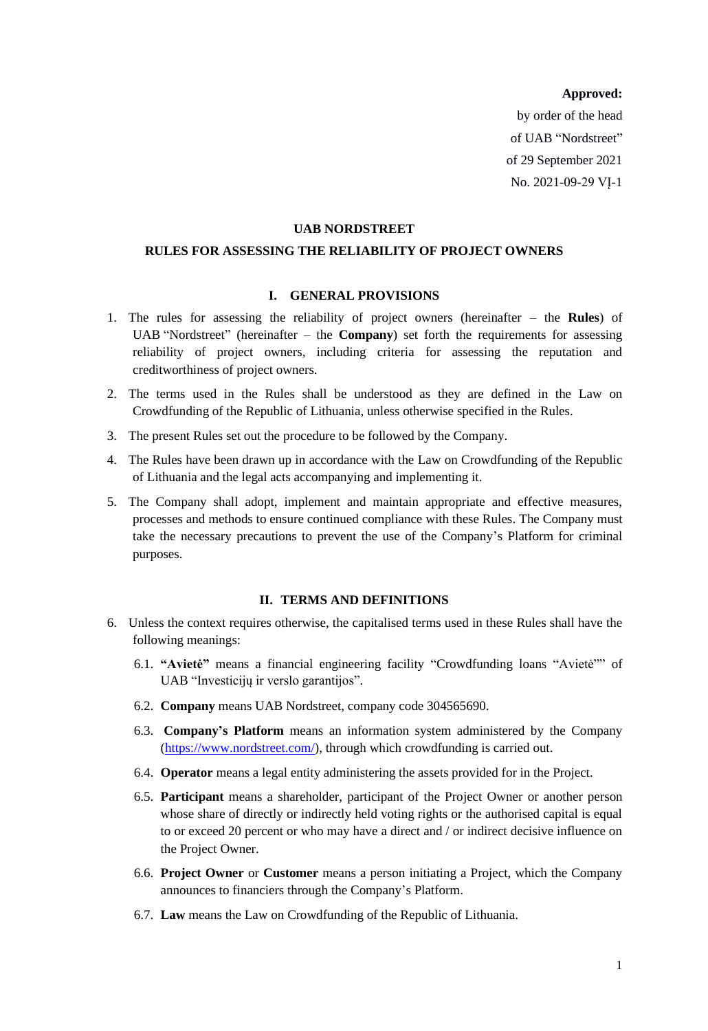**Approved:**

by order of the head

of UAB "Nordstreet"

of 29 September 2021

No. 2021-09-29 VĮ-1

# UAB NORDSTREET

# RULES FOR ASSESSING THE RELIABILITY OF PROJECT OWNERS

## I. GENERAL PROVISIONS

1. The rules for assessing the reliability of project owners (hereinafter – the **Rules**) of UAB "Nordstreet" (hereinafter – the **Company**) set forth the requirements for assessing reliability of project owners, including criteria for assessing the reputation and creditworthiness of project owners.
2. The terms used in the Rules shall be understood as they are defined in the Law on Crowdfunding of the Republic of Lithuania, unless otherwise specified in the Rules.
3. The present Rules set out the procedure to be followed by the Company.
4. The Rules have been drawn up in accordance with the Law on Crowdfunding of the Republic of Lithuania and the legal acts accompanying and implementing it.
5. The Company shall adopt, implement and maintain appropriate and effective measures, processes and methods to ensure continued compliance with these Rules. The Company must take the necessary precautions to prevent the use of the Company's Platform for criminal purposes.

## II. TERMS AND DEFINITIONS

6. Unless the context requires otherwise, the capitalised terms used in these Rules shall have the following meanings:
   - 6.1. **"Avietė"** means a financial engineering facility "Crowdfunding loans "Avietė"" of UAB "Investicijų ir verslo garantijos".
   - 6.2. **Company** means UAB Nordstreet, company code 304565690.
   - 6.3. **Company's Platform** means an information system administered by the Company (https://www.nordstreet.com/), through which crowdfunding is carried out.
   - 6.4. **Operator** means a legal entity administering the assets provided for in the Project.
   - 6.5. **Participant** means a shareholder, participant of the Project Owner or another person whose share of directly or indirectly held voting rights or the authorised capital is equal to or exceed 20 percent or who may have a direct and / or indirect decisive influence on the Project Owner.
   - 6.6. **Project Owner** or **Customer** means a person initiating a Project, which the Company announces to financiers through the Company's Platform.
   - 6.7. **Law** means the Law on Crowdfunding of the Republic of Lithuania.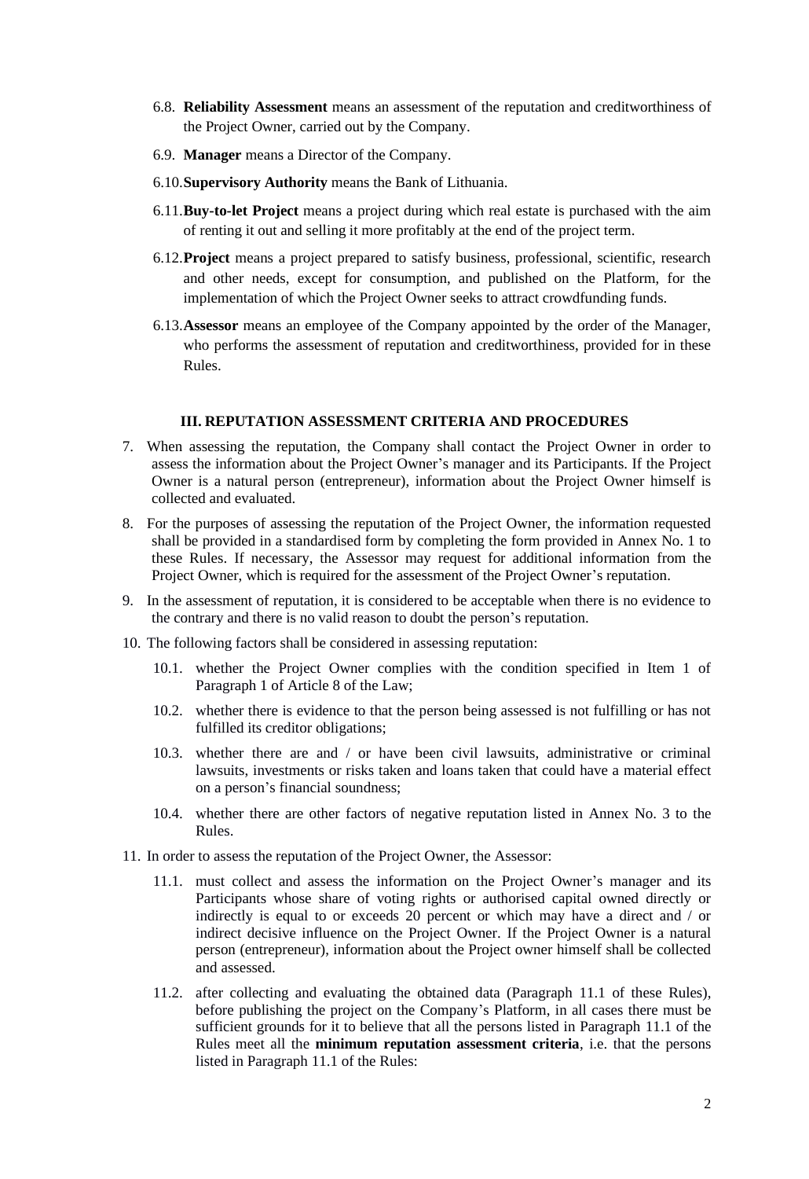6.8. **Reliability Assessment** means an assessment of the reputation and creditworthiness of the Project Owner, carried out by the Company.

6.9. **Manager** means a Director of the Company.

6.10. **Supervisory Authority** means the Bank of Lithuania.

6.11. **Buy-to-let Project** means a project during which real estate is purchased with the aim of renting it out and selling it more profitably at the end of the project term.

6.12. **Project** means a project prepared to satisfy business, professional, scientific, research and other needs, except for consumption, and published on the Platform, for the implementation of which the Project Owner seeks to attract crowdfunding funds.

6.13. **Assessor** means an employee of the Company appointed by the order of the Manager, who performs the assessment of reputation and creditworthiness, provided for in these Rules.

## III. REPUTATION ASSESSMENT CRITERIA AND PROCEDURES

7. When assessing the reputation, the Company shall contact the Project Owner in order to assess the information about the Project Owner's manager and its Participants. If the Project Owner is a natural person (entrepreneur), information about the Project Owner himself is collected and evaluated.

8. For the purposes of assessing the reputation of the Project Owner, the information requested shall be provided in a standardised form by completing the form provided in Annex No. 1 to these Rules. If necessary, the Assessor may request for additional information from the Project Owner, which is required for the assessment of the Project Owner's reputation.

9. In the assessment of reputation, it is considered to be acceptable when there is no evidence to the contrary and there is no valid reason to doubt the person's reputation.

10. The following factors shall be considered in assessing reputation:

    10.1. whether the Project Owner complies with the condition specified in Item 1 of Paragraph 1 of Article 8 of the Law;

    10.2. whether there is evidence to that the person being assessed is not fulfilling or has not fulfilled its creditor obligations;

    10.3. whether there are and / or have been civil lawsuits, administrative or criminal lawsuits, investments or risks taken and loans taken that could have a material effect on a person's financial soundness;

    10.4. whether there are other factors of negative reputation listed in Annex No. 3 to the Rules.

11. In order to assess the reputation of the Project Owner, the Assessor:

    11.1. must collect and assess the information on the Project Owner's manager and its Participants whose share of voting rights or authorised capital owned directly or indirectly is equal to or exceeds 20 percent or which may have a direct and / or indirect decisive influence on the Project Owner. If the Project Owner is a natural person (entrepreneur), information about the Project owner himself shall be collected and assessed.

    11.2. after collecting and evaluating the obtained data (Paragraph 11.1 of these Rules), before publishing the project on the Company's Platform, in all cases there must be sufficient grounds for it to believe that all the persons listed in Paragraph 11.1 of the Rules meet all the **minimum reputation assessment criteria**, i.e. that the persons listed in Paragraph 11.1 of the Rules: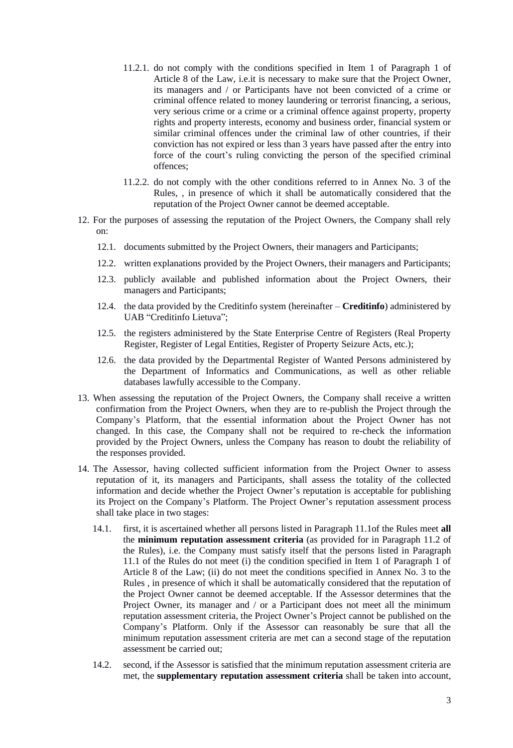11.2.1. do not comply with the conditions specified in Item 1 of Paragraph 1 of Article 8 of the Law, i.e.it is necessary to make sure that the Project Owner, its managers and / or Participants have not been convicted of a crime or criminal offence related to money laundering or terrorist financing, a serious, very serious crime or a crime or a criminal offence against property, property rights and property interests, economy and business order, financial system or similar criminal offences under the criminal law of other countries, if their conviction has not expired or less than 3 years have passed after the entry into force of the court's ruling convicting the person of the specified criminal offences;

11.2.2. do not comply with the other conditions referred to in Annex No. 3 of the Rules, , in presence of which it shall be automatically considered that the reputation of the Project Owner cannot be deemed acceptable.

12. For the purposes of assessing the reputation of the Project Owners, the Company shall rely on:

    12.1. documents submitted by the Project Owners, their managers and Participants;

    12.2. written explanations provided by the Project Owners, their managers and Participants;

    12.3. publicly available and published information about the Project Owners, their managers and Participants;

    12.4. the data provided by the Creditinfo system (hereinafter – **Creditinfo**) administered by UAB "Creditinfo Lietuva";

    12.5. the registers administered by the State Enterprise Centre of Registers (Real Property Register, Register of Legal Entities, Register of Property Seizure Acts, etc.);

    12.6. the data provided by the Departmental Register of Wanted Persons administered by the Department of Informatics and Communications, as well as other reliable databases lawfully accessible to the Company.

13. When assessing the reputation of the Project Owners, the Company shall receive a written confirmation from the Project Owners, when they are to re-publish the Project through the Company's Platform, that the essential information about the Project Owner has not changed. In this case, the Company shall not be required to re-check the information provided by the Project Owners, unless the Company has reason to doubt the reliability of the responses provided.

14. The Assessor, having collected sufficient information from the Project Owner to assess reputation of it, its managers and Participants, shall assess the totality of the collected information and decide whether the Project Owner's reputation is acceptable for publishing its Project on the Company's Platform. The Project Owner's reputation assessment process shall take place in two stages:

    14.1. first, it is ascertained whether all persons listed in Paragraph 11.1of the Rules meet **all** the **minimum reputation assessment criteria** (as provided for in Paragraph 11.2 of the Rules), i.e. the Company must satisfy itself that the persons listed in Paragraph 11.1 of the Rules do not meet (i) the condition specified in Item 1 of Paragraph 1 of Article 8 of the Law; (ii) do not meet the conditions specified in Annex No. 3 to the Rules , in presence of which it shall be automatically considered that the reputation of the Project Owner cannot be deemed acceptable. If the Assessor determines that the Project Owner, its manager and / or a Participant does not meet all the minimum reputation assessment criteria, the Project Owner's Project cannot be published on the Company's Platform. Only if the Assessor can reasonably be sure that all the minimum reputation assessment criteria are met can a second stage of the reputation assessment be carried out;

    14.2. second, if the Assessor is satisfied that the minimum reputation assessment criteria are met, the **supplementary reputation assessment criteria** shall be taken into account,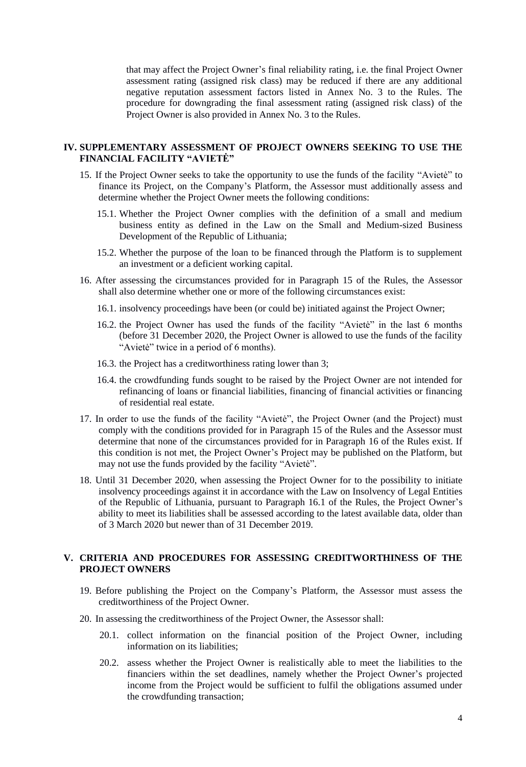that may affect the Project Owner's final reliability rating, i.e. the final Project Owner assessment rating (assigned risk class) may be reduced if there are any additional negative reputation assessment factors listed in Annex No. 3 to the Rules. The procedure for downgrading the final assessment rating (assigned risk class) of the Project Owner is also provided in Annex No. 3 to the Rules.

## IV. SUPPLEMENTARY ASSESSMENT OF PROJECT OWNERS SEEKING TO USE THE FINANCIAL FACILITY "AVIETĖ"

15. If the Project Owner seeks to take the opportunity to use the funds of the facility "Avietė" to finance its Project, on the Company's Platform, the Assessor must additionally assess and determine whether the Project Owner meets the following conditions:

    15.1. Whether the Project Owner complies with the definition of a small and medium business entity as defined in the Law on the Small and Medium-sized Business Development of the Republic of Lithuania;

    15.2. Whether the purpose of the loan to be financed through the Platform is to supplement an investment or a deficient working capital.

16. After assessing the circumstances provided for in Paragraph 15 of the Rules, the Assessor shall also determine whether one or more of the following circumstances exist:

    16.1. insolvency proceedings have been (or could be) initiated against the Project Owner;

    16.2. the Project Owner has used the funds of the facility "Avietė" in the last 6 months (before 31 December 2020, the Project Owner is allowed to use the funds of the facility "Avietė" twice in a period of 6 months).

    16.3. the Project has a creditworthiness rating lower than 3;

    16.4. the crowdfunding funds sought to be raised by the Project Owner are not intended for refinancing of loans or financial liabilities, financing of financial activities or financing of residential real estate.

17. In order to use the funds of the facility "Avietė", the Project Owner (and the Project) must comply with the conditions provided for in Paragraph 15 of the Rules and the Assessor must determine that none of the circumstances provided for in Paragraph 16 of the Rules exist. If this condition is not met, the Project Owner's Project may be published on the Platform, but may not use the funds provided by the facility "Avietė".

18. Until 31 December 2020, when assessing the Project Owner for to the possibility to initiate insolvency proceedings against it in accordance with the Law on Insolvency of Legal Entities of the Republic of Lithuania, pursuant to Paragraph 16.1 of the Rules, the Project Owner's ability to meet its liabilities shall be assessed according to the latest available data, older than of 3 March 2020 but newer than of 31 December 2019.

## V. CRITERIA AND PROCEDURES FOR ASSESSING CREDITWORTHINESS OF THE PROJECT OWNERS

19. Before publishing the Project on the Company's Platform, the Assessor must assess the creditworthiness of the Project Owner.

20. In assessing the creditworthiness of the Project Owner, the Assessor shall:

    20.1. collect information on the financial position of the Project Owner, including information on its liabilities;

    20.2. assess whether the Project Owner is realistically able to meet the liabilities to the financiers within the set deadlines, namely whether the Project Owner's projected income from the Project would be sufficient to fulfil the obligations assumed under the crowdfunding transaction;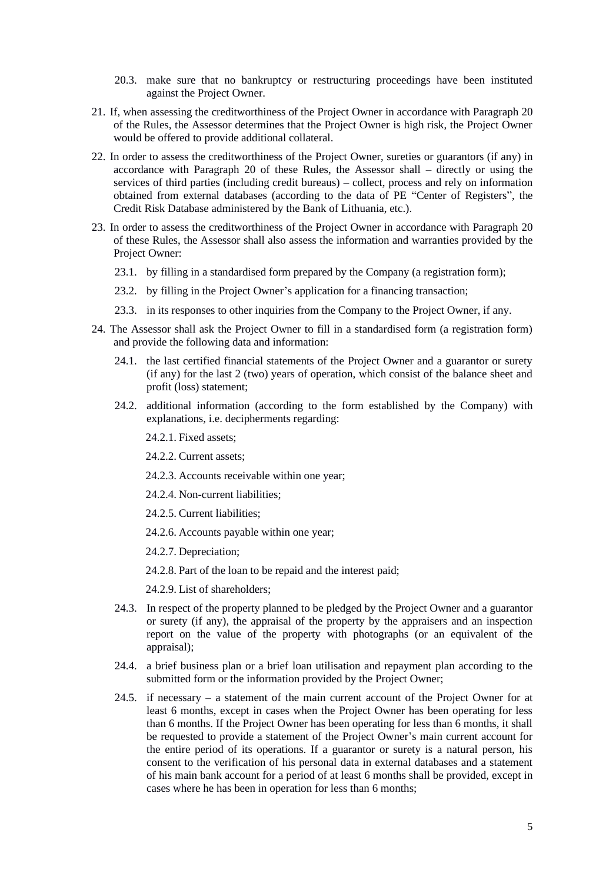20.3. make sure that no bankruptcy or restructuring proceedings have been instituted against the Project Owner.

21. If, when assessing the creditworthiness of the Project Owner in accordance with Paragraph 20 of the Rules, the Assessor determines that the Project Owner is high risk, the Project Owner would be offered to provide additional collateral.

22. In order to assess the creditworthiness of the Project Owner, sureties or guarantors (if any) in accordance with Paragraph 20 of these Rules, the Assessor shall – directly or using the services of third parties (including credit bureaus) – collect, process and rely on information obtained from external databases (according to the data of PE "Center of Registers", the Credit Risk Database administered by the Bank of Lithuania, etc.).

23. In order to assess the creditworthiness of the Project Owner in accordance with Paragraph 20 of these Rules, the Assessor shall also assess the information and warranties provided by the Project Owner:

    23.1. by filling in a standardised form prepared by the Company (a registration form);

    23.2. by filling in the Project Owner's application for a financing transaction;

    23.3. in its responses to other inquiries from the Company to the Project Owner, if any.

24. The Assessor shall ask the Project Owner to fill in a standardised form (a registration form) and provide the following data and information:

    24.1. the last certified financial statements of the Project Owner and a guarantor or surety (if any) for the last 2 (two) years of operation, which consist of the balance sheet and profit (loss) statement;

    24.2. additional information (according to the form established by the Company) with explanations, i.e. decipherments regarding:

        24.2.1. Fixed assets;

        24.2.2. Current assets;

        24.2.3. Accounts receivable within one year;

        24.2.4. Non-current liabilities;

        24.2.5. Current liabilities;

        24.2.6. Accounts payable within one year;

        24.2.7. Depreciation;

        24.2.8. Part of the loan to be repaid and the interest paid;

        24.2.9. List of shareholders;

    24.3. In respect of the property planned to be pledged by the Project Owner and a guarantor or surety (if any), the appraisal of the property by the appraisers and an inspection report on the value of the property with photographs (or an equivalent of the appraisal);

    24.4. a brief business plan or a brief loan utilisation and repayment plan according to the submitted form or the information provided by the Project Owner;

    24.5. if necessary – a statement of the main current account of the Project Owner for at least 6 months, except in cases when the Project Owner has been operating for less than 6 months. If the Project Owner has been operating for less than 6 months, it shall be requested to provide a statement of the Project Owner's main current account for the entire period of its operations. If a guarantor or surety is a natural person, his consent to the verification of his personal data in external databases and a statement of his main bank account for a period of at least 6 months shall be provided, except in cases where he has been in operation for less than 6 months;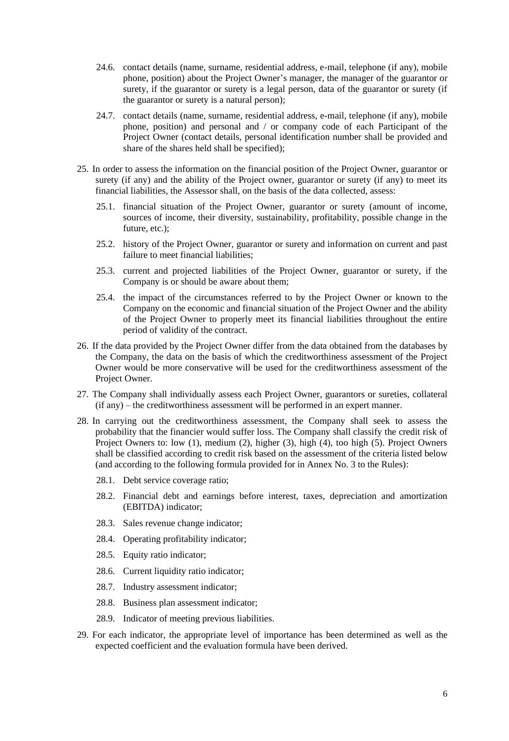24.6. contact details (name, surname, residential address, e-mail, telephone (if any), mobile phone, position) about the Project Owner's manager, the manager of the guarantor or surety, if the guarantor or surety is a legal person, data of the guarantor or surety (if the guarantor or surety is a natural person);

24.7. contact details (name, surname, residential address, e-mail, telephone (if any), mobile phone, position) and personal and / or company code of each Participant of the Project Owner (contact details, personal identification number shall be provided and share of the shares held shall be specified);

25. In order to assess the information on the financial position of the Project Owner, guarantor or surety (if any) and the ability of the Project owner, guarantor or surety (if any) to meet its financial liabilities, the Assessor shall, on the basis of the data collected, assess:

    25.1. financial situation of the Project Owner, guarantor or surety (amount of income, sources of income, their diversity, sustainability, profitability, possible change in the future, etc.);

    25.2. history of the Project Owner, guarantor or surety and information on current and past failure to meet financial liabilities;

    25.3. current and projected liabilities of the Project Owner, guarantor or surety, if the Company is or should be aware about them;

    25.4. the impact of the circumstances referred to by the Project Owner or known to the Company on the economic and financial situation of the Project Owner and the ability of the Project Owner to properly meet its financial liabilities throughout the entire period of validity of the contract.

26. If the data provided by the Project Owner differ from the data obtained from the databases by the Company, the data on the basis of which the creditworthiness assessment of the Project Owner would be more conservative will be used for the creditworthiness assessment of the Project Owner.

27. The Company shall individually assess each Project Owner, guarantors or sureties, collateral (if any) – the creditworthiness assessment will be performed in an expert manner.

28. In carrying out the creditworthiness assessment, the Company shall seek to assess the probability that the financier would suffer loss. The Company shall classify the credit risk of Project Owners to: low (1), medium (2), higher (3), high (4), too high (5). Project Owners shall be classified according to credit risk based on the assessment of the criteria listed below (and according to the following formula provided for in Annex No. 3 to the Rules):

    28.1. Debt service coverage ratio;

    28.2. Financial debt and earnings before interest, taxes, depreciation and amortization (EBITDA) indicator;

    28.3. Sales revenue change indicator;

    28.4. Operating profitability indicator;

    28.5. Equity ratio indicator;

    28.6. Current liquidity ratio indicator;

    28.7. Industry assessment indicator;

    28.8. Business plan assessment indicator;

    28.9. Indicator of meeting previous liabilities.

29. For each indicator, the appropriate level of importance has been determined as well as the expected coefficient and the evaluation formula have been derived.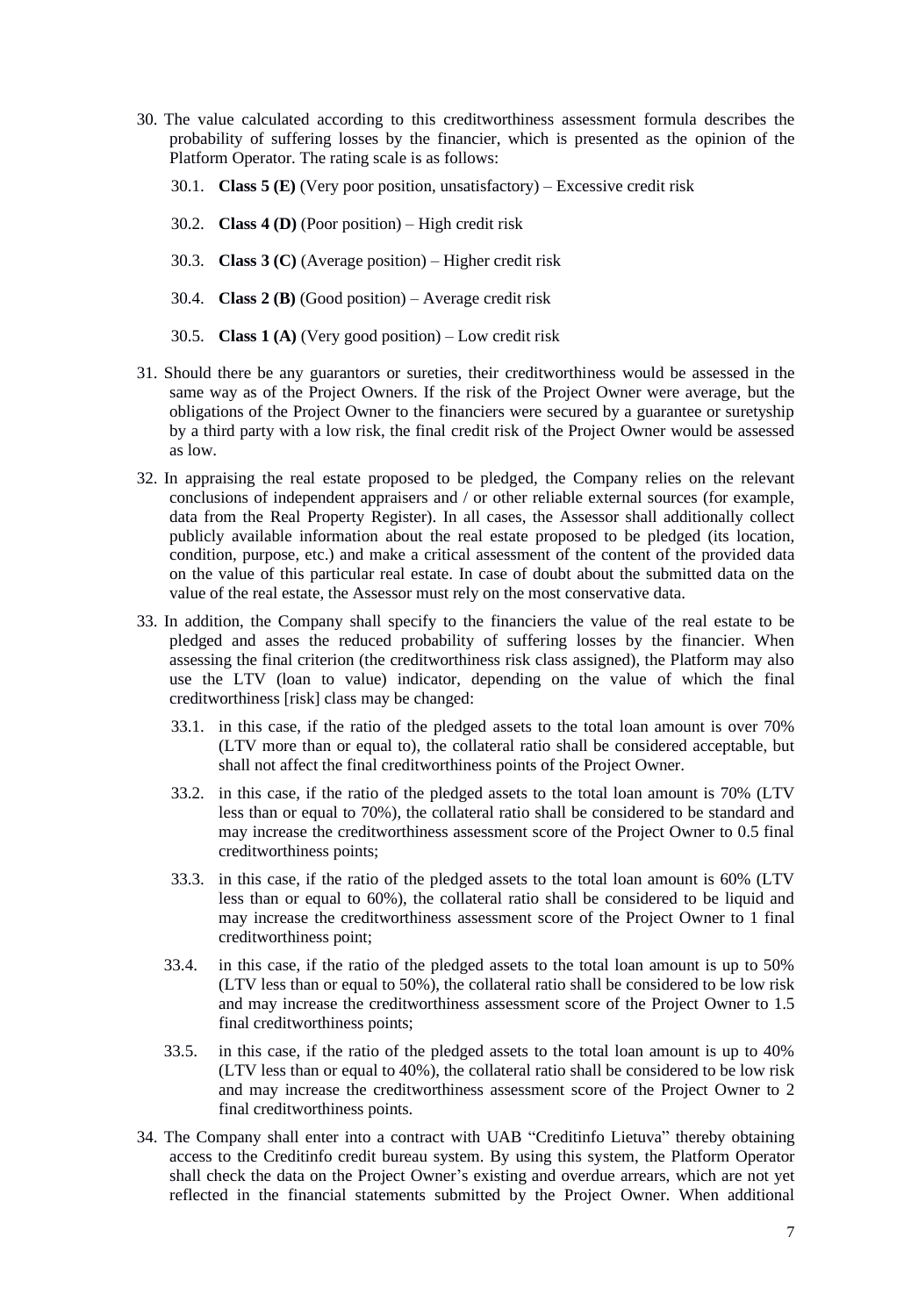30. The value calculated according to this creditworthiness assessment formula describes the probability of suffering losses by the financier, which is presented as the opinion of the Platform Operator. The rating scale is as follows:

    30.1. **Class 5 (E)** (Very poor position, unsatisfactory) – Excessive credit risk

    30.2. **Class 4 (D)** (Poor position) – High credit risk

    30.3. **Class 3 (C)** (Average position) – Higher credit risk

    30.4. **Class 2 (B)** (Good position) – Average credit risk

    30.5. **Class 1 (A)** (Very good position) – Low credit risk

31. Should there be any guarantors or sureties, their creditworthiness would be assessed in the same way as of the Project Owners. If the risk of the Project Owner were average, but the obligations of the Project Owner to the financiers were secured by a guarantee or suretyship by a third party with a low risk, the final credit risk of the Project Owner would be assessed as low.

32. In appraising the real estate proposed to be pledged, the Company relies on the relevant conclusions of independent appraisers and / or other reliable external sources (for example, data from the Real Property Register). In all cases, the Assessor shall additionally collect publicly available information about the real estate proposed to be pledged (its location, condition, purpose, etc.) and make a critical assessment of the content of the provided data on the value of this particular real estate. In case of doubt about the submitted data on the value of the real estate, the Assessor must rely on the most conservative data.

33. In addition, the Company shall specify to the financiers the value of the real estate to be pledged and asses the reduced probability of suffering losses by the financier. When assessing the final criterion (the creditworthiness risk class assigned), the Platform may also use the LTV (loan to value) indicator, depending on the value of which the final creditworthiness [risk] class may be changed:

    33.1. in this case, if the ratio of the pledged assets to the total loan amount is over 70% (LTV more than or equal to), the collateral ratio shall be considered acceptable, but shall not affect the final creditworthiness points of the Project Owner.

    33.2. in this case, if the ratio of the pledged assets to the total loan amount is 70% (LTV less than or equal to 70%), the collateral ratio shall be considered to be standard and may increase the creditworthiness assessment score of the Project Owner to 0.5 final creditworthiness points;

    33.3. in this case, if the ratio of the pledged assets to the total loan amount is 60% (LTV less than or equal to 60%), the collateral ratio shall be considered to be liquid and may increase the creditworthiness assessment score of the Project Owner to 1 final creditworthiness point;

    33.4. in this case, if the ratio of the pledged assets to the total loan amount is up to 50% (LTV less than or equal to 50%), the collateral ratio shall be considered to be low risk and may increase the creditworthiness assessment score of the Project Owner to 1.5 final creditworthiness points;

    33.5. in this case, if the ratio of the pledged assets to the total loan amount is up to 40% (LTV less than or equal to 40%), the collateral ratio shall be considered to be low risk and may increase the creditworthiness assessment score of the Project Owner to 2 final creditworthiness points.

34. The Company shall enter into a contract with UAB "Creditinfo Lietuva" thereby obtaining access to the Creditinfo credit bureau system. By using this system, the Platform Operator shall check the data on the Project Owner's existing and overdue arrears, which are not yet reflected in the financial statements submitted by the Project Owner. When additional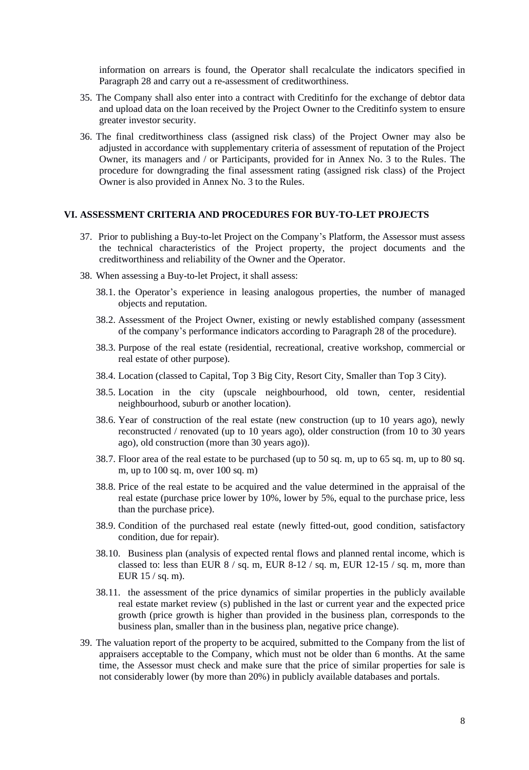information on arrears is found, the Operator shall recalculate the indicators specified in Paragraph 28 and carry out a re-assessment of creditworthiness.

35. The Company shall also enter into a contract with Creditinfo for the exchange of debtor data and upload data on the loan received by the Project Owner to the Creditinfo system to ensure greater investor security.

36. The final creditworthiness class (assigned risk class) of the Project Owner may also be adjusted in accordance with supplementary criteria of assessment of reputation of the Project Owner, its managers and / or Participants, provided for in Annex No. 3 to the Rules. The procedure for downgrading the final assessment rating (assigned risk class) of the Project Owner is also provided in Annex No. 3 to the Rules.

## VI. ASSESSMENT CRITERIA AND PROCEDURES FOR BUY-TO-LET PROJECTS

37. Prior to publishing a Buy-to-let Project on the Company's Platform, the Assessor must assess the technical characteristics of the Project property, the project documents and the creditworthiness and reliability of the Owner and the Operator.

38. When assessing a Buy-to-let Project, it shall assess:

    38.1. the Operator's experience in leasing analogous properties, the number of managed objects and reputation.

    38.2. Assessment of the Project Owner, existing or newly established company (assessment of the company's performance indicators according to Paragraph 28 of the procedure).

    38.3. Purpose of the real estate (residential, recreational, creative workshop, commercial or real estate of other purpose).

    38.4. Location (classed to Capital, Top 3 Big City, Resort City, Smaller than Top 3 City).

    38.5. Location in the city (upscale neighbourhood, old town, center, residential neighbourhood, suburb or another location).

    38.6. Year of construction of the real estate (new construction (up to 10 years ago), newly reconstructed / renovated (up to 10 years ago), older construction (from 10 to 30 years ago), old construction (more than 30 years ago)).

    38.7. Floor area of the real estate to be purchased (up to 50 sq. m, up to 65 sq. m, up to 80 sq. m, up to 100 sq. m, over 100 sq. m)

    38.8. Price of the real estate to be acquired and the value determined in the appraisal of the real estate (purchase price lower by 10%, lower by 5%, equal to the purchase price, less than the purchase price).

    38.9. Condition of the purchased real estate (newly fitted-out, good condition, satisfactory condition, due for repair).

    38.10. Business plan (analysis of expected rental flows and planned rental income, which is classed to: less than EUR 8 / sq. m, EUR 8-12 / sq. m, EUR 12-15 / sq. m, more than EUR 15 / sq. m).

    38.11. the assessment of the price dynamics of similar properties in the publicly available real estate market review (s) published in the last or current year and the expected price growth (price growth is higher than provided in the business plan, corresponds to the business plan, smaller than in the business plan, negative price change).

39. The valuation report of the property to be acquired, submitted to the Company from the list of appraisers acceptable to the Company, which must not be older than 6 months. At the same time, the Assessor must check and make sure that the price of similar properties for sale is not considerably lower (by more than 20%) in publicly available databases and portals.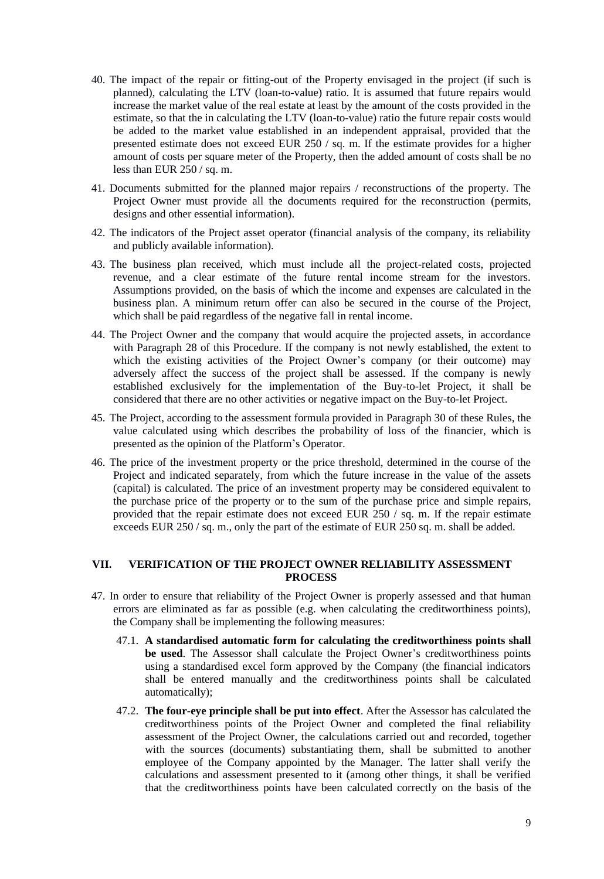40. The impact of the repair or fitting-out of the Property envisaged in the project (if such is planned), calculating the LTV (loan-to-value) ratio. It is assumed that future repairs would increase the market value of the real estate at least by the amount of the costs provided in the estimate, so that the in calculating the LTV (loan-to-value) ratio the future repair costs would be added to the market value established in an independent appraisal, provided that the presented estimate does not exceed EUR 250 / sq. m. If the estimate provides for a higher amount of costs per square meter of the Property, then the added amount of costs shall be no less than EUR 250 / sq. m.

41. Documents submitted for the planned major repairs / reconstructions of the property. The Project Owner must provide all the documents required for the reconstruction (permits, designs and other essential information).

42. The indicators of the Project asset operator (financial analysis of the company, its reliability and publicly available information).

43. The business plan received, which must include all the project-related costs, projected revenue, and a clear estimate of the future rental income stream for the investors. Assumptions provided, on the basis of which the income and expenses are calculated in the business plan. A minimum return offer can also be secured in the course of the Project, which shall be paid regardless of the negative fall in rental income.

44. The Project Owner and the company that would acquire the projected assets, in accordance with Paragraph 28 of this Procedure. If the company is not newly established, the extent to which the existing activities of the Project Owner's company (or their outcome) may adversely affect the success of the project shall be assessed. If the company is newly established exclusively for the implementation of the Buy-to-let Project, it shall be considered that there are no other activities or negative impact on the Buy-to-let Project.

45. The Project, according to the assessment formula provided in Paragraph 30 of these Rules, the value calculated using which describes the probability of loss of the financier, which is presented as the opinion of the Platform's Operator.

46. The price of the investment property or the price threshold, determined in the course of the Project and indicated separately, from which the future increase in the value of the assets (capital) is calculated. The price of an investment property may be considered equivalent to the purchase price of the property or to the sum of the purchase price and simple repairs, provided that the repair estimate does not exceed EUR 250 / sq. m. If the repair estimate exceeds EUR 250 / sq. m., only the part of the estimate of EUR 250 sq. m. shall be added.

## VII. VERIFICATION OF THE PROJECT OWNER RELIABILITY ASSESSMENT PROCESS

47. In order to ensure that reliability of the Project Owner is properly assessed and that human errors are eliminated as far as possible (e.g. when calculating the creditworthiness points), the Company shall be implementing the following measures:

    47.1. **A standardised automatic form for calculating the creditworthiness points shall be used**. The Assessor shall calculate the Project Owner's creditworthiness points using a standardised excel form approved by the Company (the financial indicators shall be entered manually and the creditworthiness points shall be calculated automatically);

    47.2. **The four-eye principle shall be put into effect**. After the Assessor has calculated the creditworthiness points of the Project Owner and completed the final reliability assessment of the Project Owner, the calculations carried out and recorded, together with the sources (documents) substantiating them, shall be submitted to another employee of the Company appointed by the Manager. The latter shall verify the calculations and assessment presented to it (among other things, it shall be verified that the creditworthiness points have been calculated correctly on the basis of the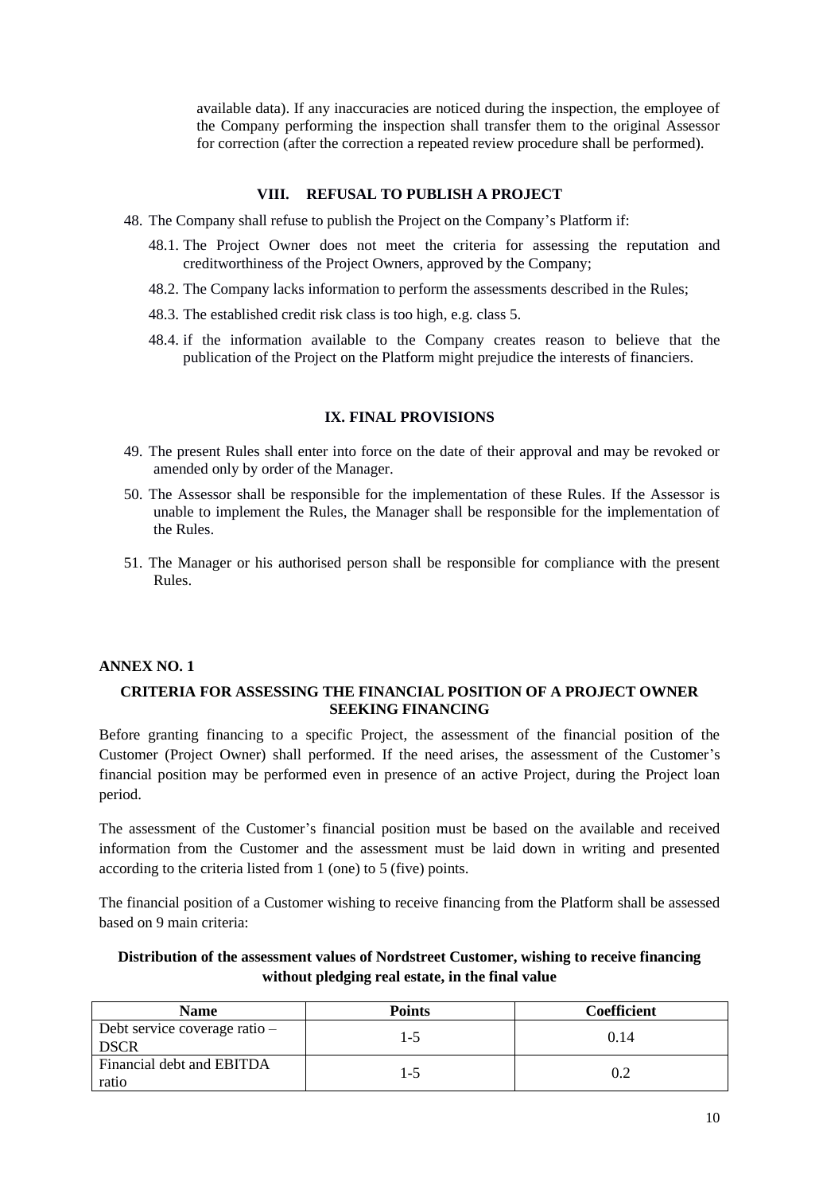available data). If any inaccuracies are noticed during the inspection, the employee of the Company performing the inspection shall transfer them to the original Assessor for correction (after the correction a repeated review procedure shall be performed).

## VIII. REFUSAL TO PUBLISH A PROJECT

48. The Company shall refuse to publish the Project on the Company's Platform if:
    48.1. The Project Owner does not meet the criteria for assessing the reputation and creditworthiness of the Project Owners, approved by the Company;
    48.2. The Company lacks information to perform the assessments described in the Rules;
    48.3. The established credit risk class is too high, e.g. class 5.
    48.4. if the information available to the Company creates reason to believe that the publication of the Project on the Platform might prejudice the interests of financiers.

## IX. FINAL PROVISIONS

49. The present Rules shall enter into force on the date of their approval and may be revoked or amended only by order of the Manager.
50. The Assessor shall be responsible for the implementation of these Rules. If the Assessor is unable to implement the Rules, the Manager shall be responsible for the implementation of the Rules.
51. The Manager or his authorised person shall be responsible for compliance with the present Rules.

**ANNEX NO. 1**

## CRITERIA FOR ASSESSING THE FINANCIAL POSITION OF A PROJECT OWNER SEEKING FINANCING

Before granting financing to a specific Project, the assessment of the financial position of the Customer (Project Owner) shall performed. If the need arises, the assessment of the Customer's financial position may be performed even in presence of an active Project, during the Project loan period.

The assessment of the Customer's financial position must be based on the available and received information from the Customer and the assessment must be laid down in writing and presented according to the criteria listed from 1 (one) to 5 (five) points.

The financial position of a Customer wishing to receive financing from the Platform shall be assessed based on 9 main criteria:

**Distribution of the assessment values of Nordstreet Customer, wishing to receive financing without pledging real estate, in the final value**

| Name | Points | Coefficient |
|---|---|---|
| Debt service coverage ratio – DSCR | 1-5 | 0.14 |
| Financial debt and EBITDA ratio | 1-5 | 0.2 |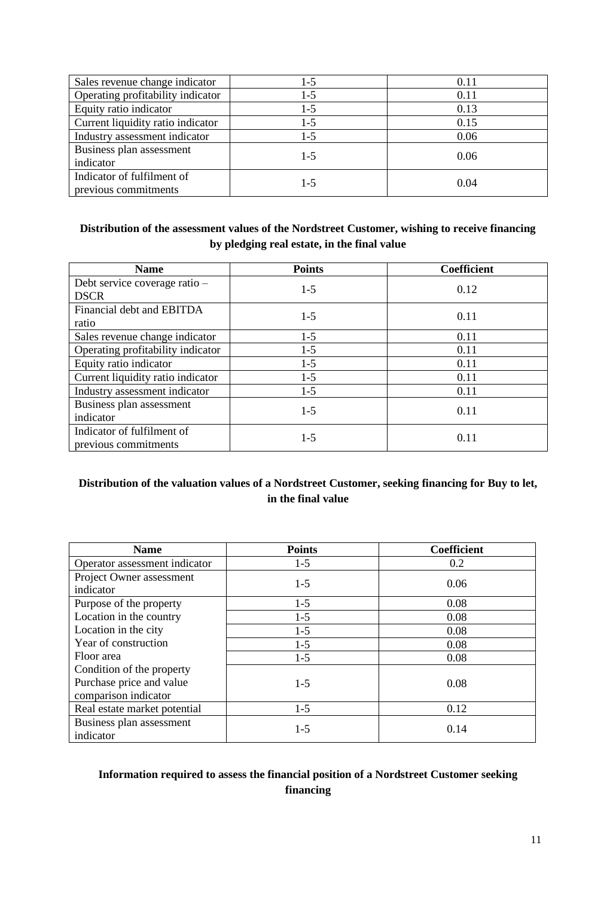| | | |
|---|---|---|
| Sales revenue change indicator | 1-5 | 0.11 |
| Operating profitability indicator | 1-5 | 0.11 |
| Equity ratio indicator | 1-5 | 0.13 |
| Current liquidity ratio indicator | 1-5 | 0.15 |
| Industry assessment indicator | 1-5 | 0.06 |
| Business plan assessment indicator | 1-5 | 0.06 |
| Indicator of fulfilment of previous commitments | 1-5 | 0.04 |

**Distribution of the assessment values of the Nordstreet Customer, wishing to receive financing by pledging real estate, in the final value**

| Name | Points | Coefficient |
|---|---|---|
| Debt service coverage ratio – DSCR | 1-5 | 0.12 |
| Financial debt and EBITDA ratio | 1-5 | 0.11 |
| Sales revenue change indicator | 1-5 | 0.11 |
| Operating profitability indicator | 1-5 | 0.11 |
| Equity ratio indicator | 1-5 | 0.11 |
| Current liquidity ratio indicator | 1-5 | 0.11 |
| Industry assessment indicator | 1-5 | 0.11 |
| Business plan assessment indicator | 1-5 | 0.11 |
| Indicator of fulfilment of previous commitments | 1-5 | 0.11 |

**Distribution of the valuation values of a Nordstreet Customer, seeking financing for Buy to let, in the final value**

| Name | Points | Coefficient |
|---|---|---|
| Operator assessment indicator | 1-5 | 0.2 |
| Project Owner assessment indicator | 1-5 | 0.06 |
| Purpose of the property | 1-5 | 0.08 |
| Location in the country | 1-5 | 0.08 |
| Location in the city | 1-5 | 0.08 |
| Year of construction | 1-5 | 0.08 |
| Floor area | 1-5 | 0.08 |
| Condition of the property Purchase price and value comparison indicator | 1-5 | 0.08 |
| Real estate market potential | 1-5 | 0.12 |
| Business plan assessment indicator | 1-5 | 0.14 |

**Information required to assess the financial position of a Nordstreet Customer seeking financing**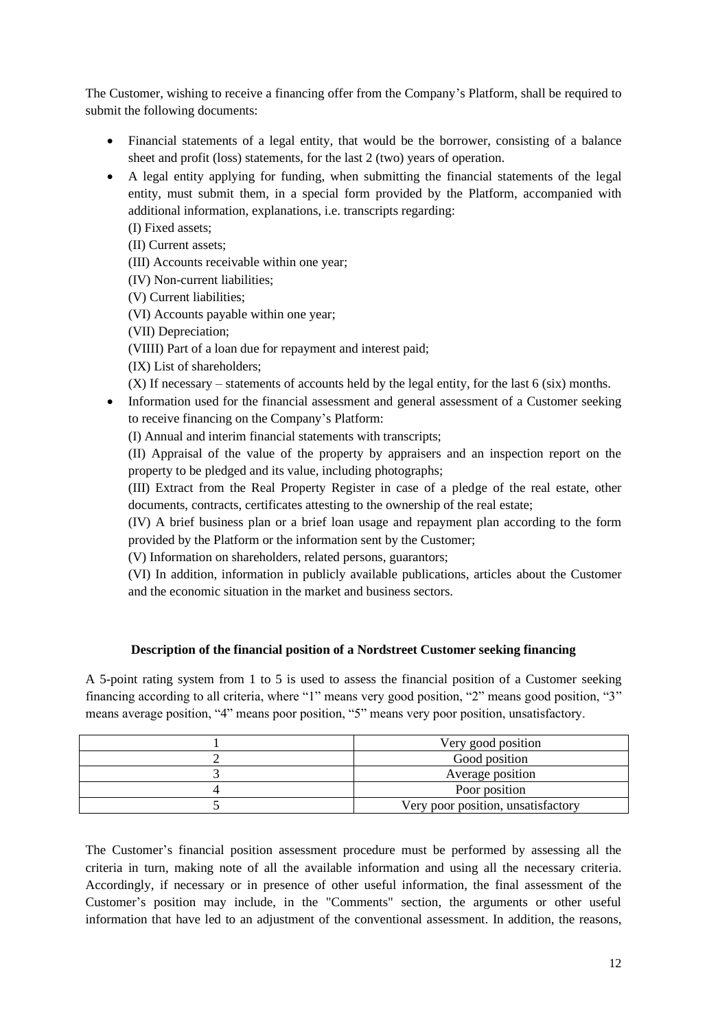The Customer, wishing to receive a financing offer from the Company's Platform, shall be required to submit the following documents:

- Financial statements of a legal entity, that would be the borrower, consisting of a balance sheet and profit (loss) statements, for the last 2 (two) years of operation.
- A legal entity applying for funding, when submitting the financial statements of the legal entity, must submit them, in a special form provided by the Platform, accompanied with additional information, explanations, i.e. transcripts regarding:
  (I) Fixed assets;
  (II) Current assets;
  (III) Accounts receivable within one year;
  (IV) Non-current liabilities;
  (V) Current liabilities;
  (VI) Accounts payable within one year;
  (VII) Depreciation;
  (VIIII) Part of a loan due for repayment and interest paid;
  (IX) List of shareholders;
  (X) If necessary – statements of accounts held by the legal entity, for the last 6 (six) months.
- Information used for the financial assessment and general assessment of a Customer seeking to receive financing on the Company's Platform:
  (I) Annual and interim financial statements with transcripts;
  (II) Appraisal of the value of the property by appraisers and an inspection report on the property to be pledged and its value, including photographs;
  (III) Extract from the Real Property Register in case of a pledge of the real estate, other documents, contracts, certificates attesting to the ownership of the real estate;
  (IV) A brief business plan or a brief loan usage and repayment plan according to the form provided by the Platform or the information sent by the Customer;
  (V) Information on shareholders, related persons, guarantors;
  (VI) In addition, information in publicly available publications, articles about the Customer and the economic situation in the market and business sectors.

**Description of the financial position of a Nordstreet Customer seeking financing**

A 5-point rating system from 1 to 5 is used to assess the financial position of a Customer seeking financing according to all criteria, where "1" means very good position, "2" means good position, "3" means average position, "4" means poor position, "5" means very poor position, unsatisfactory.

| | |
|---|---|
| 1 | Very good position |
| 2 | Good position |
| 3 | Average position |
| 4 | Poor position |
| 5 | Very poor position, unsatisfactory |

The Customer's financial position assessment procedure must be performed by assessing all the criteria in turn, making note of all the available information and using all the necessary criteria. Accordingly, if necessary or in presence of other useful information, the final assessment of the Customer's position may include, in the "Comments" section, the arguments or other useful information that have led to an adjustment of the conventional assessment. In addition, the reasons,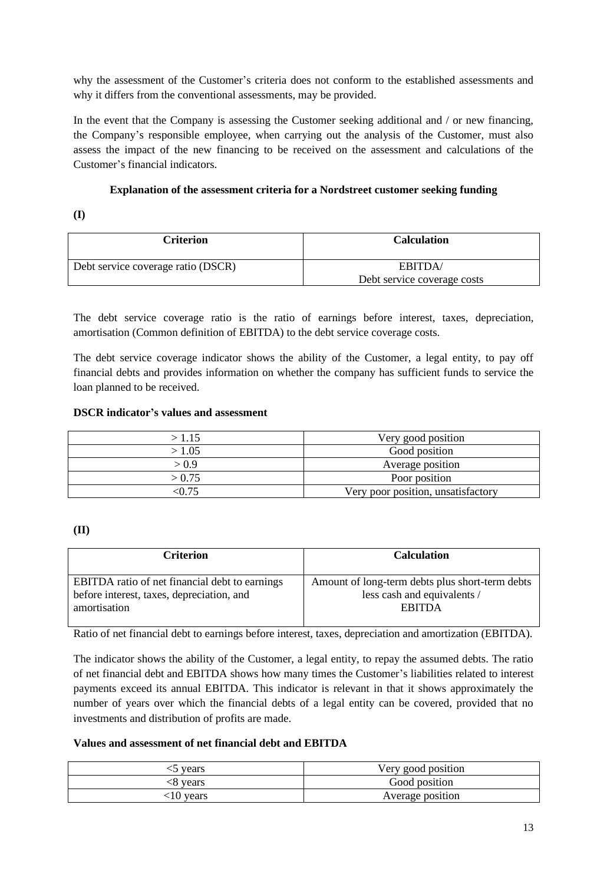why the assessment of the Customer's criteria does not conform to the established assessments and why it differs from the conventional assessments, may be provided.

In the event that the Company is assessing the Customer seeking additional and / or new financing, the Company's responsible employee, when carrying out the analysis of the Customer, must also assess the impact of the new financing to be received on the assessment and calculations of the Customer's financial indicators.

**Explanation of the assessment criteria for a Nordstreet customer seeking funding**

**(I)**

| Criterion | Calculation |
|---|---|
| Debt service coverage ratio (DSCR) | EBITDA/<br>Debt service coverage costs |

The debt service coverage ratio is the ratio of earnings before interest, taxes, depreciation, amortisation (Common definition of EBITDA) to the debt service coverage costs.

The debt service coverage indicator shows the ability of the Customer, a legal entity, to pay off financial debts and provides information on whether the company has sufficient funds to service the loan planned to be received.

**DSCR indicator's values and assessment**

| | |
|---|---|
| > 1.15 | Very good position |
| > 1.05 | Good position |
| > 0.9 | Average position |
| > 0.75 | Poor position |
| <0.75 | Very poor position, unsatisfactory |

**(II)**

| Criterion | Calculation |
|---|---|
| EBITDA ratio of net financial debt to earnings before interest, taxes, depreciation, and amortisation | Amount of long-term debts plus short-term debts less cash and equivalents /<br>EBITDA |

Ratio of net financial debt to earnings before interest, taxes, depreciation and amortization (EBITDA).

The indicator shows the ability of the Customer, a legal entity, to repay the assumed debts. The ratio of net financial debt and EBITDA shows how many times the Customer's liabilities related to interest payments exceed its annual EBITDA. This indicator is relevant in that it shows approximately the number of years over which the financial debts of a legal entity can be covered, provided that no investments and distribution of profits are made.

**Values and assessment of net financial debt and EBITDA**

| | |
|---|---|
| <5 years | Very good position |
| <8 years | Good position |
| <10 years | Average position |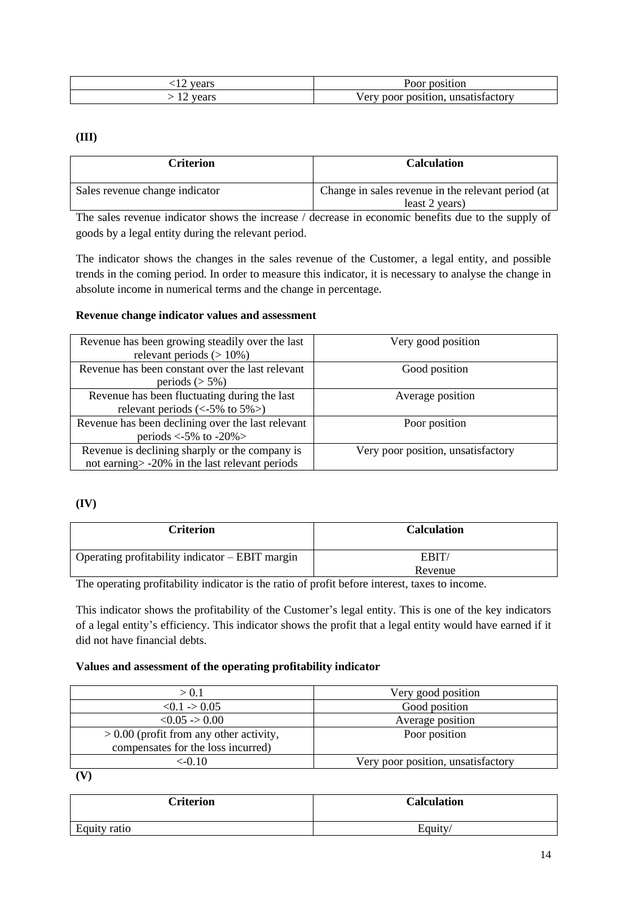| <12 years | Poor position |
|---|---|
| > 12 years | Very poor position, unsatisfactory |

**(III)**

| Criterion | Calculation |
|---|---|
| Sales revenue change indicator | Change in sales revenue in the relevant period (at least 2 years) |

The sales revenue indicator shows the increase / decrease in economic benefits due to the supply of goods by a legal entity during the relevant period.

The indicator shows the changes in the sales revenue of the Customer, a legal entity, and possible trends in the coming period. In order to measure this indicator, it is necessary to analyse the change in absolute income in numerical terms and the change in percentage.

**Revenue change indicator values and assessment**

| Revenue has been growing steadily over the last relevant periods (> 10%) | Very good position |
|---|---|
| Revenue has been constant over the last relevant periods (> 5%) | Good position |
| Revenue has been fluctuating during the last relevant periods (<-5% to 5%>) | Average position |
| Revenue has been declining over the last relevant periods <-5% to -20%> | Poor position |
| Revenue is declining sharply or the company is not earning> -20% in the last relevant periods | Very poor position, unsatisfactory |

**(IV)**

| Criterion | Calculation |
|---|---|
| Operating profitability indicator – EBIT margin | EBIT/ Revenue |

The operating profitability indicator is the ratio of profit before interest, taxes to income.

This indicator shows the profitability of the Customer's legal entity. This is one of the key indicators of a legal entity's efficiency. This indicator shows the profit that a legal entity would have earned if it did not have financial debts.

**Values and assessment of the operating profitability indicator**

| > 0.1 | Very good position |
|---|---|
| <0.1 -> 0.05 | Good position |
| <0.05 -> 0.00 | Average position |
| > 0.00 (profit from any other activity, compensates for the loss incurred) | Poor position |
| <-0.10 | Very poor position, unsatisfactory |

**(V)**

| Criterion | Calculation |
|---|---|
| Equity ratio | Equity/ |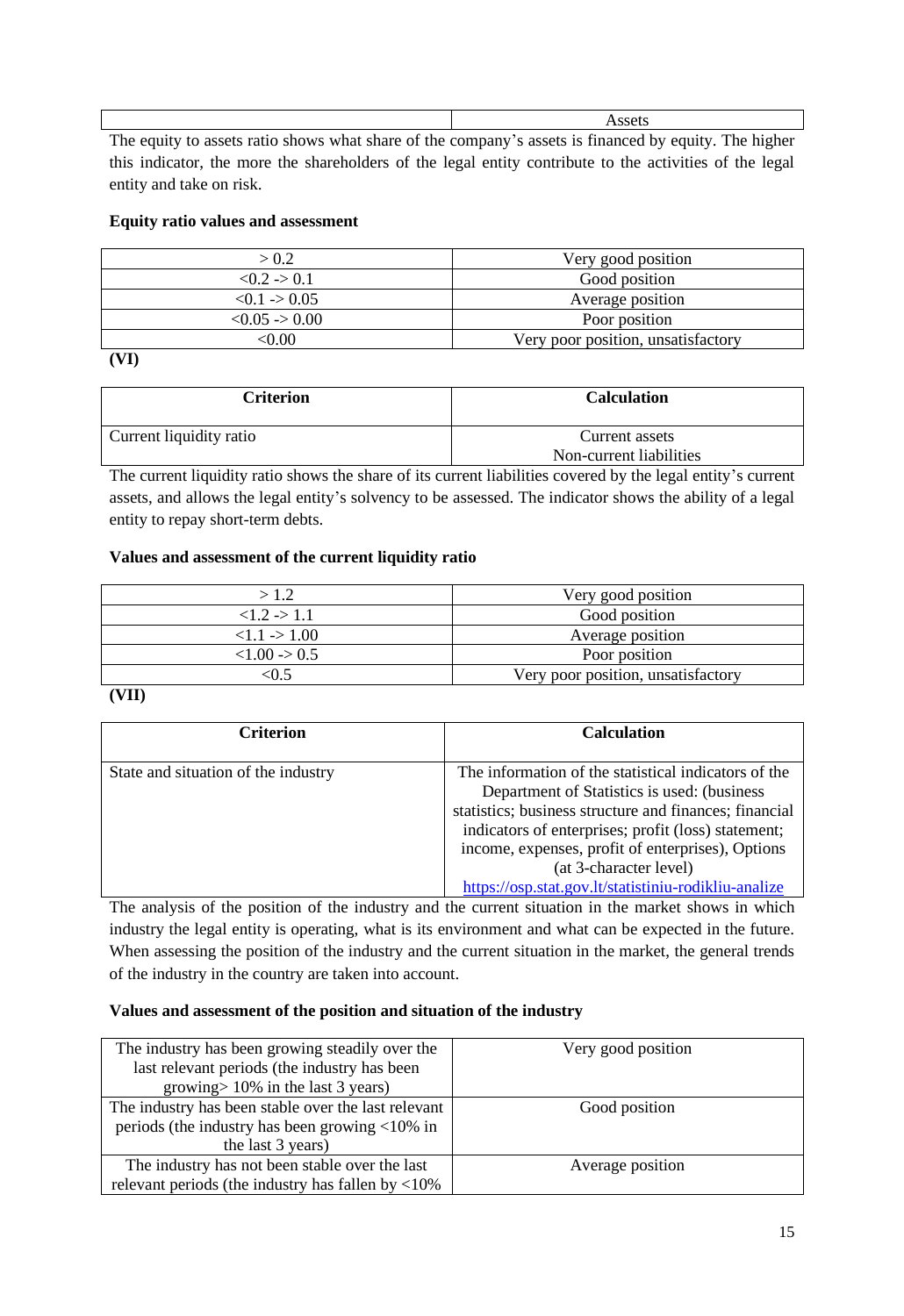| | Assets |
|---|---|

The equity to assets ratio shows what share of the company's assets is financed by equity. The higher this indicator, the more the shareholders of the legal entity contribute to the activities of the legal entity and take on risk.

**Equity ratio values and assessment**

| | |
|---|---|
| > 0.2 | Very good position |
| <0.2 -> 0.1 | Good position |
| <0.1 -> 0.05 | Average position |
| <0.05 -> 0.00 | Poor position |
| <0.00 | Very poor position, unsatisfactory |

**(VI)**

| Criterion | Calculation |
|---|---|
| Current liquidity ratio | Current assets<br>Non-current liabilities |

The current liquidity ratio shows the share of its current liabilities covered by the legal entity's current assets, and allows the legal entity's solvency to be assessed. The indicator shows the ability of a legal entity to repay short-term debts.

**Values and assessment of the current liquidity ratio**

| | |
|---|---|
| > 1.2 | Very good position |
| <1.2 -> 1.1 | Good position |
| <1.1 -> 1.00 | Average position |
| <1.00 -> 0.5 | Poor position |
| <0.5 | Very poor position, unsatisfactory |

**(VII)**

| Criterion | Calculation |
|---|---|
| State and situation of the industry | The information of the statistical indicators of the Department of Statistics is used: (business statistics; business structure and finances; financial indicators of enterprises; profit (loss) statement; income, expenses, profit of enterprises), Options (at 3-character level) https://osp.stat.gov.lt/statistiniu-rodikliu-analize |

The analysis of the position of the industry and the current situation in the market shows in which industry the legal entity is operating, what is its environment and what can be expected in the future. When assessing the position of the industry and the current situation in the market, the general trends of the industry in the country are taken into account.

**Values and assessment of the position and situation of the industry**

| | |
|---|---|
| The industry has been growing steadily over the last relevant periods (the industry has been growing> 10% in the last 3 years) | Very good position |
| The industry has been stable over the last relevant periods (the industry has been growing <10% in the last 3 years) | Good position |
| The industry has not been stable over the last relevant periods (the industry has fallen by <10% | Average position |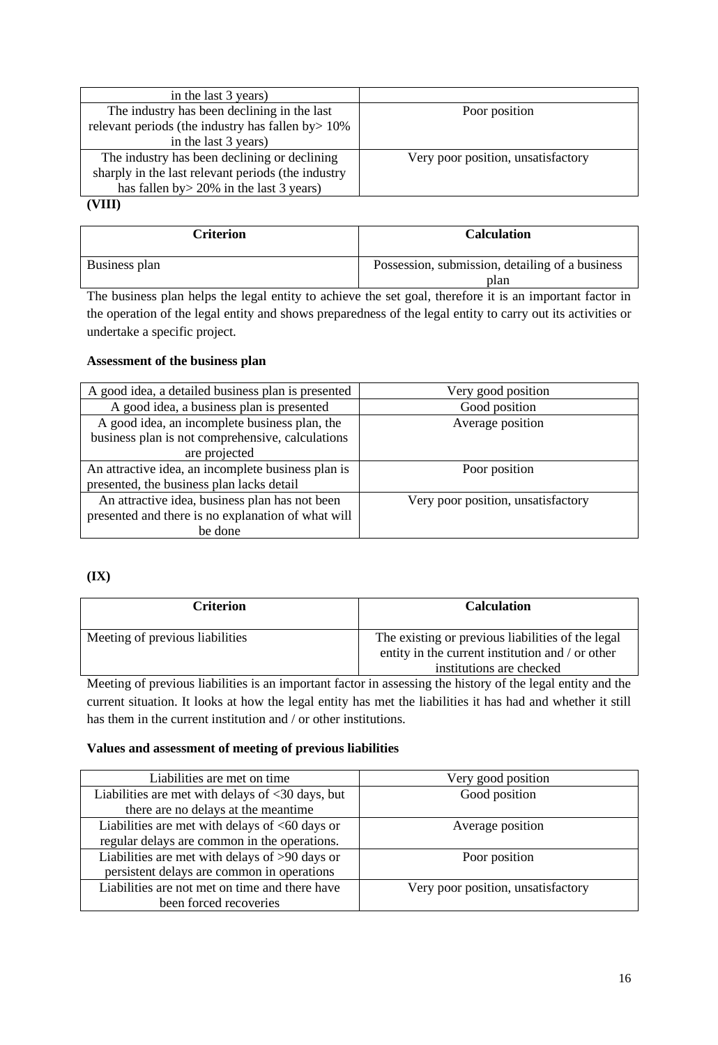| in the last 3 years) | |
|---|---|
| The industry has been declining in the last relevant periods (the industry has fallen by> 10% in the last 3 years) | Poor position |
| The industry has been declining or declining sharply in the last relevant periods (the industry has fallen by> 20% in the last 3 years) | Very poor position, unsatisfactory |

**(VIII)**

| Criterion | Calculation |
|---|---|
| Business plan | Possession, submission, detailing of a business plan |

The business plan helps the legal entity to achieve the set goal, therefore it is an important factor in the operation of the legal entity and shows preparedness of the legal entity to carry out its activities or undertake a specific project.

**Assessment of the business plan**

| | |
|---|---|
| A good idea, a detailed business plan is presented | Very good position |
| A good idea, a business plan is presented | Good position |
| A good idea, an incomplete business plan, the business plan is not comprehensive, calculations are projected | Average position |
| An attractive idea, an incomplete business plan is presented, the business plan lacks detail | Poor position |
| An attractive idea, business plan has not been presented and there is no explanation of what will be done | Very poor position, unsatisfactory |

**(IX)**

| Criterion | Calculation |
|---|---|
| Meeting of previous liabilities | The existing or previous liabilities of the legal entity in the current institution and / or other institutions are checked |

Meeting of previous liabilities is an important factor in assessing the history of the legal entity and the current situation. It looks at how the legal entity has met the liabilities it has had and whether it still has them in the current institution and / or other institutions.

**Values and assessment of meeting of previous liabilities**

| | |
|---|---|
| Liabilities are met on time | Very good position |
| Liabilities are met with delays of <30 days, but there are no delays at the meantime | Good position |
| Liabilities are met with delays of <60 days or regular delays are common in the operations. | Average position |
| Liabilities are met with delays of >90 days or persistent delays are common in operations | Poor position |
| Liabilities are not met on time and there have been forced recoveries | Very poor position, unsatisfactory |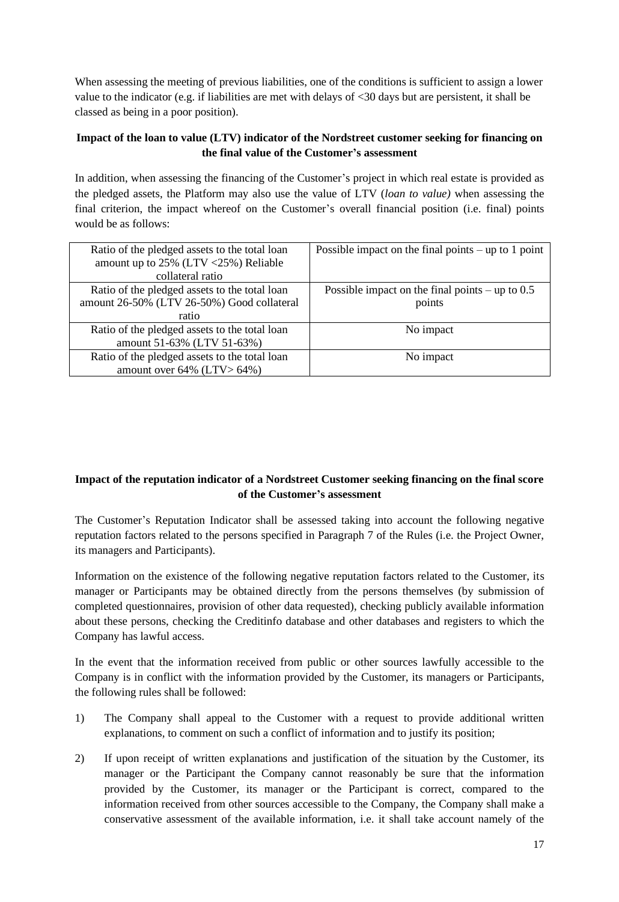When assessing the meeting of previous liabilities, one of the conditions is sufficient to assign a lower value to the indicator (e.g. if liabilities are met with delays of <30 days but are persistent, it shall be classed as being in a poor position).

**Impact of the loan to value (LTV) indicator of the Nordstreet customer seeking for financing on the final value of the Customer's assessment**

In addition, when assessing the financing of the Customer's project in which real estate is provided as the pledged assets, the Platform may also use the value of LTV (*loan to value)* when assessing the final criterion, the impact whereof on the Customer's overall financial position (i.e. final) points would be as follows:

| Ratio of the pledged assets to the total loan amount up to 25% (LTV <25%) Reliable collateral ratio | Possible impact on the final points – up to 1 point |
|---|---|
| Ratio of the pledged assets to the total loan amount 26-50% (LTV 26-50%) Good collateral ratio | Possible impact on the final points – up to 0.5 points |
| Ratio of the pledged assets to the total loan amount 51-63% (LTV 51-63%) | No impact |
| Ratio of the pledged assets to the total loan amount over 64% (LTV> 64%) | No impact |

**Impact of the reputation indicator of a Nordstreet Customer seeking financing on the final score of the Customer's assessment**

The Customer's Reputation Indicator shall be assessed taking into account the following negative reputation factors related to the persons specified in Paragraph 7 of the Rules (i.e. the Project Owner, its managers and Participants).

Information on the existence of the following negative reputation factors related to the Customer, its manager or Participants may be obtained directly from the persons themselves (by submission of completed questionnaires, provision of other data requested), checking publicly available information about these persons, checking the Creditinfo database and other databases and registers to which the Company has lawful access.

In the event that the information received from public or other sources lawfully accessible to the Company is in conflict with the information provided by the Customer, its managers or Participants, the following rules shall be followed:

1) The Company shall appeal to the Customer with a request to provide additional written explanations, to comment on such a conflict of information and to justify its position;

2) If upon receipt of written explanations and justification of the situation by the Customer, its manager or the Participant the Company cannot reasonably be sure that the information provided by the Customer, its manager or the Participant is correct, compared to the information received from other sources accessible to the Company, the Company shall make a conservative assessment of the available information, i.e. it shall take account namely of the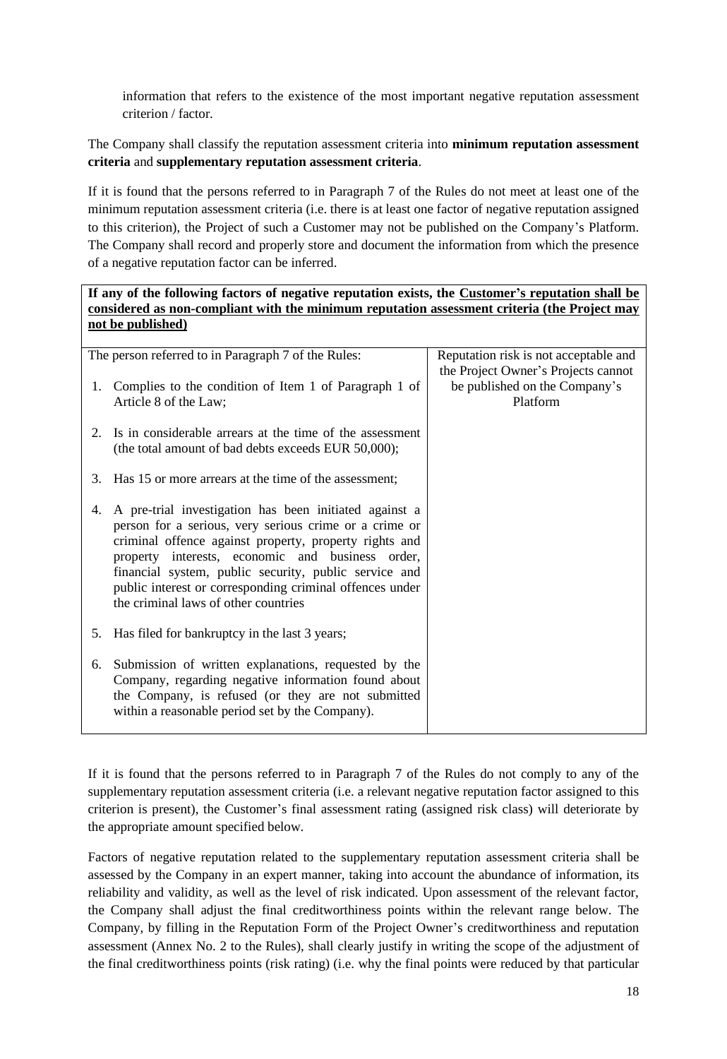information that refers to the existence of the most important negative reputation assessment criterion / factor.

The Company shall classify the reputation assessment criteria into **minimum reputation assessment criteria** and **supplementary reputation assessment criteria**.

If it is found that the persons referred to in Paragraph 7 of the Rules do not meet at least one of the minimum reputation assessment criteria (i.e. there is at least one factor of negative reputation assigned to this criterion), the Project of such a Customer may not be published on the Company's Platform. The Company shall record and properly store and document the information from which the presence of a negative reputation factor can be inferred.

| **If any of the following factors of negative reputation exists, the <u>Customer's reputation shall be considered as non-compliant with the minimum reputation assessment criteria (the Project may not be published)</u>** | |
|---|---|
| The person referred to in Paragraph 7 of the Rules:<br><br>1. Complies to the condition of Item 1 of Paragraph 1 of Article 8 of the Law;<br><br>2. Is in considerable arrears at the time of the assessment (the total amount of bad debts exceeds EUR 50,000);<br><br>3. Has 15 or more arrears at the time of the assessment;<br><br>4. A pre-trial investigation has been initiated against a person for a serious, very serious crime or a crime or criminal offence against property, property rights and property interests, economic and business order, financial system, public security, public service and public interest or corresponding criminal offences under the criminal laws of other countries<br><br>5. Has filed for bankruptcy in the last 3 years;<br><br>6. Submission of written explanations, requested by the Company, regarding negative information found about the Company, is refused (or they are not submitted within a reasonable period set by the Company). | Reputation risk is not acceptable and the Project Owner's Projects cannot be published on the Company's Platform |

If it is found that the persons referred to in Paragraph 7 of the Rules do not comply to any of the supplementary reputation assessment criteria (i.e. a relevant negative reputation factor assigned to this criterion is present), the Customer's final assessment rating (assigned risk class) will deteriorate by the appropriate amount specified below.

Factors of negative reputation related to the supplementary reputation assessment criteria shall be assessed by the Company in an expert manner, taking into account the abundance of information, its reliability and validity, as well as the level of risk indicated. Upon assessment of the relevant factor, the Company shall adjust the final creditworthiness points within the relevant range below. The Company, by filling in the Reputation Form of the Project Owner's creditworthiness and reputation assessment (Annex No. 2 to the Rules), shall clearly justify in writing the scope of the adjustment of the final creditworthiness points (risk rating) (i.e. why the final points were reduced by that particular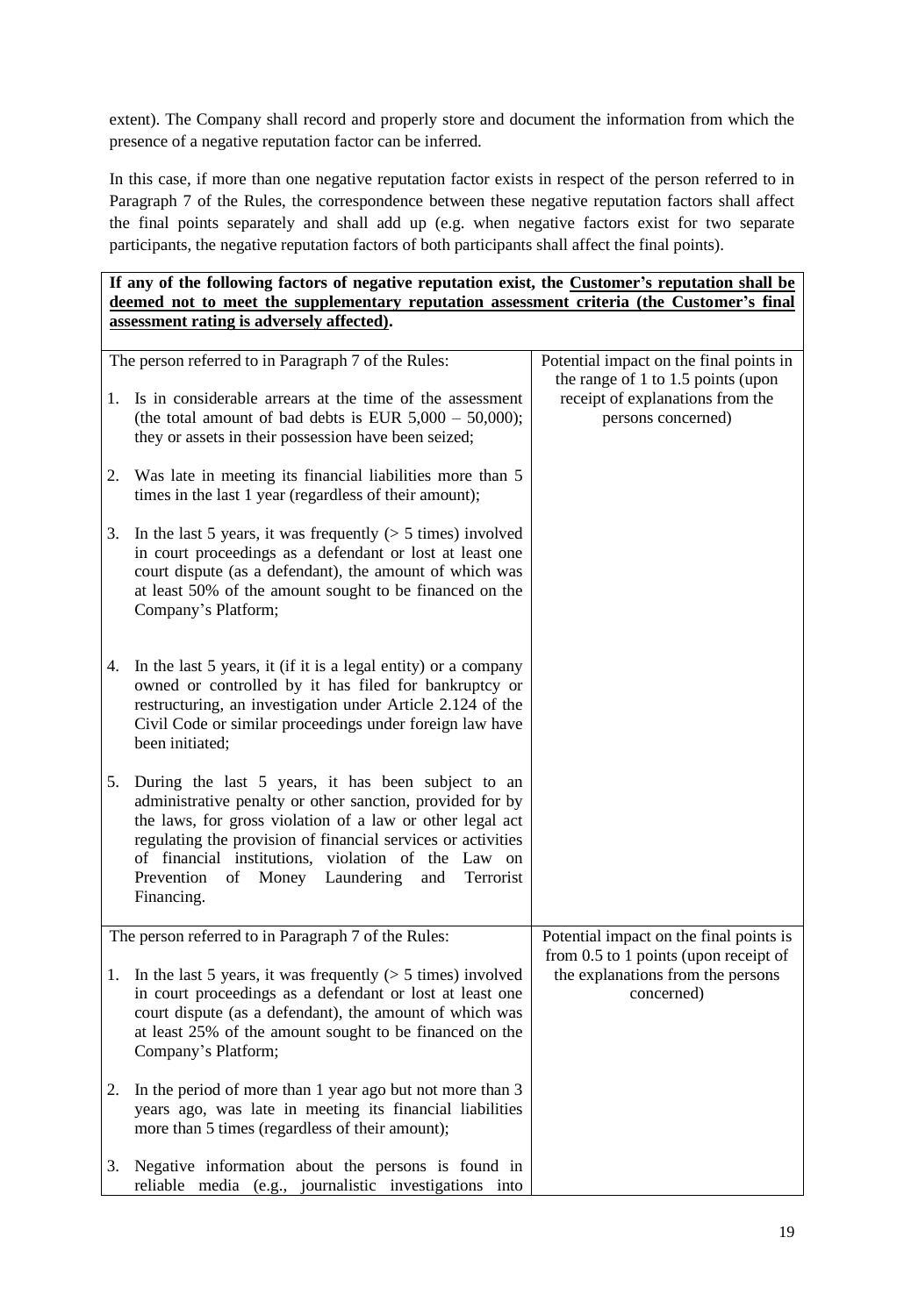extent). The Company shall record and properly store and document the information from which the presence of a negative reputation factor can be inferred.

In this case, if more than one negative reputation factor exists in respect of the person referred to in Paragraph 7 of the Rules, the correspondence between these negative reputation factors shall affect the final points separately and shall add up (e.g. when negative factors exist for two separate participants, the negative reputation factors of both participants shall affect the final points).

| **If any of the following factors of negative reputation exist, the <u>Customer's reputation shall be deemed not to meet the supplementary reputation assessment criteria (the Customer's final assessment rating is adversely affected)</u>.** | |
|---|---|
| The person referred to in Paragraph 7 of the Rules:<br><br>1. Is in considerable arrears at the time of the assessment (the total amount of bad debts is EUR 5,000 – 50,000); they or assets in their possession have been seized;<br><br>2. Was late in meeting its financial liabilities more than 5 times in the last 1 year (regardless of their amount);<br><br>3. In the last 5 years, it was frequently (> 5 times) involved in court proceedings as a defendant or lost at least one court dispute (as a defendant), the amount of which was at least 50% of the amount sought to be financed on the Company's Platform;<br><br>4. In the last 5 years, it (if it is a legal entity) or a company owned or controlled by it has filed for bankruptcy or restructuring, an investigation under Article 2.124 of the Civil Code or similar proceedings under foreign law have been initiated;<br><br>5. During the last 5 years, it has been subject to an administrative penalty or other sanction, provided for by the laws, for gross violation of a law or other legal act regulating the provision of financial services or activities of financial institutions, violation of the Law on Prevention of Money Laundering and Terrorist Financing. | Potential impact on the final points in the range of 1 to 1.5 points (upon receipt of explanations from the persons concerned) |
| The person referred to in Paragraph 7 of the Rules:<br><br>1. In the last 5 years, it was frequently (> 5 times) involved in court proceedings as a defendant or lost at least one court dispute (as a defendant), the amount of which was at least 25% of the amount sought to be financed on the Company's Platform;<br><br>2. In the period of more than 1 year ago but not more than 3 years ago, was late in meeting its financial liabilities more than 5 times (regardless of their amount);<br><br>3. Negative information about the persons is found in reliable media (e.g., journalistic investigations into | Potential impact on the final points is from 0.5 to 1 points (upon receipt of the explanations from the persons concerned) |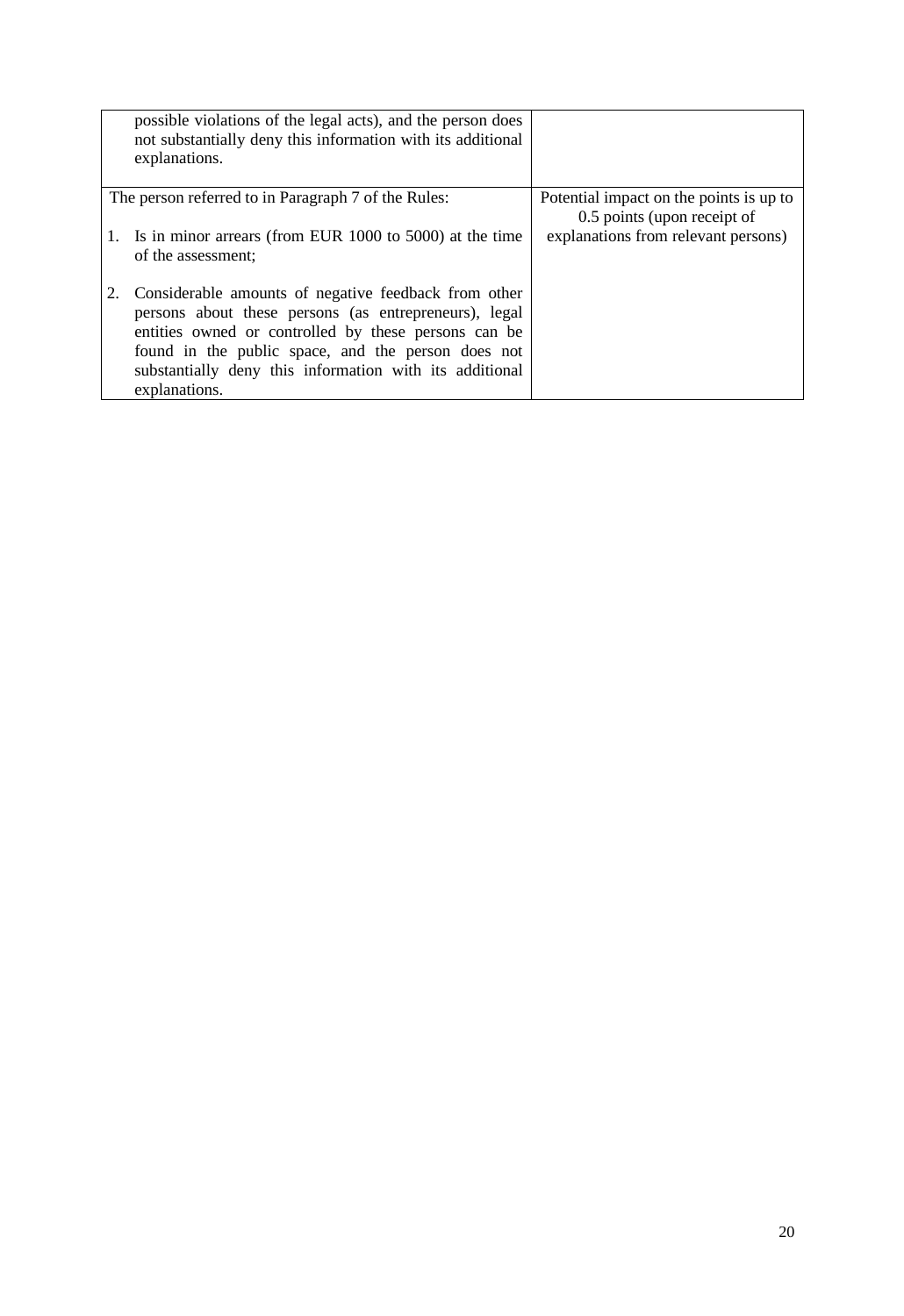| | |
|---|---|
| possible violations of the legal acts), and the person does not substantially deny this information with its additional explanations. | |
| The person referred to in Paragraph 7 of the Rules:<br><br>1. Is in minor arrears (from EUR 1000 to 5000) at the time of the assessment;<br><br>2. Considerable amounts of negative feedback from other persons about these persons (as entrepreneurs), legal entities owned or controlled by these persons can be found in the public space, and the person does not substantially deny this information with its additional explanations. | Potential impact on the points is up to 0.5 points (upon receipt of explanations from relevant persons) |